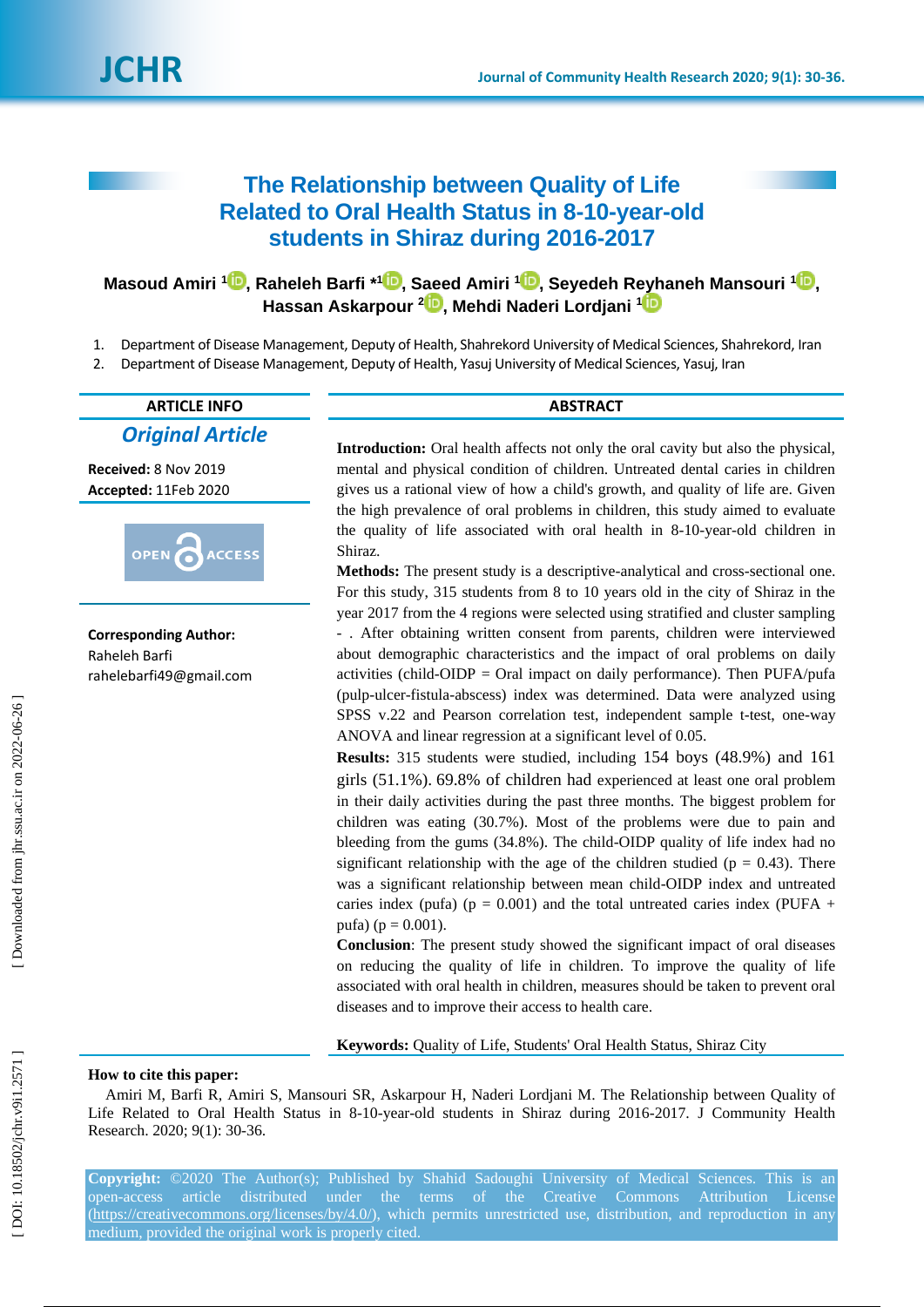# The Relationship between Quality of Life Related to Oral Health Status in 8-10-year-old students in Shiraz during 2016-2017

**Masoud Amiri [1], Raheleh Barfi *[1], Saeed Amiri [1], Seyedeh Reyhaneh Mansouri [1], Hassan Askarpour [2], Mehdi Naderi Lordjani [1]**

1. Department of Disease Management, Deputy of Health, Shahrekord University of Medical Sciences, Shahrekord, Iran
2. Department of Disease Management, Deputy of Health, Yasuj University of Medical Sciences, Yasuj, Iran

**ARTICLE INFO**

*Original Article*

**Received:** 8 Nov 2019
**Accepted:** 11Feb 2020

**Corresponding Author:**
Raheleh Barfi
rahelebarfi49@gmail.com

**ABSTRACT**

**Introduction:** Oral health affects not only the oral cavity but also the physical, mental and physical condition of children. Untreated dental caries in children gives us a rational view of how a child's growth, and quality of life are. Given the high prevalence of oral problems in children, this study aimed to evaluate the quality of life associated with oral health in 8-10-year-old children in Shiraz.

**Methods:** The present study is a descriptive-analytical and cross-sectional one. For this study, 315 students from 8 to 10 years old in the city of Shiraz in the year 2017 from the 4 regions were selected using stratified and cluster sampling - . After obtaining written consent from parents, children were interviewed about demographic characteristics and the impact of oral problems on daily activities (child-OIDP = Oral impact on daily performance). Then PUFA/pufa (pulp-ulcer-fistula-abscess) index was determined. Data were analyzed using SPSS v.22 and Pearson correlation test, independent sample t-test, one-way ANOVA and linear regression at a significant level of 0.05.

**Results:** 315 students were studied, including 154 boys (48.9%) and 161 girls (51.1%). 69.8% of children had experienced at least one oral problem in their daily activities during the past three months. The biggest problem for children was eating (30.7%). Most of the problems were due to pain and bleeding from the gums (34.8%). The child-OIDP quality of life index had no significant relationship with the age of the children studied (p = 0.43). There was a significant relationship between mean child-OIDP index and untreated caries index (pufa) (p = 0.001) and the total untreated caries index (PUFA + pufa) (p = 0.001).

**Conclusion**: The present study showed the significant impact of oral diseases on reducing the quality of life in children. To improve the quality of life associated with oral health in children, measures should be taken to prevent oral diseases and to improve their access to health care.

**Keywords:** Quality of Life, Students' Oral Health Status, Shiraz City

**How to cite this paper:**

Amiri M, Barfi R, Amiri S, Mansouri SR, Askarpour H, Naderi Lordjani M. The Relationship between Quality of Life Related to Oral Health Status in 8-10-year-old students in Shiraz during 2016-2017. J Community Health Research. 2020; 9(1): 30-36.

**Copyright:** ©2020 The Author(s); Published by Shahid Sadoughi University of Medical Sciences. This is an open-access article distributed under the terms of the Creative Commons Attribution License (https://creativecommons.org/licenses/by/4.0/), which permits unrestricted use, distribution, and reproduction in any medium, provided the original work is properly cited.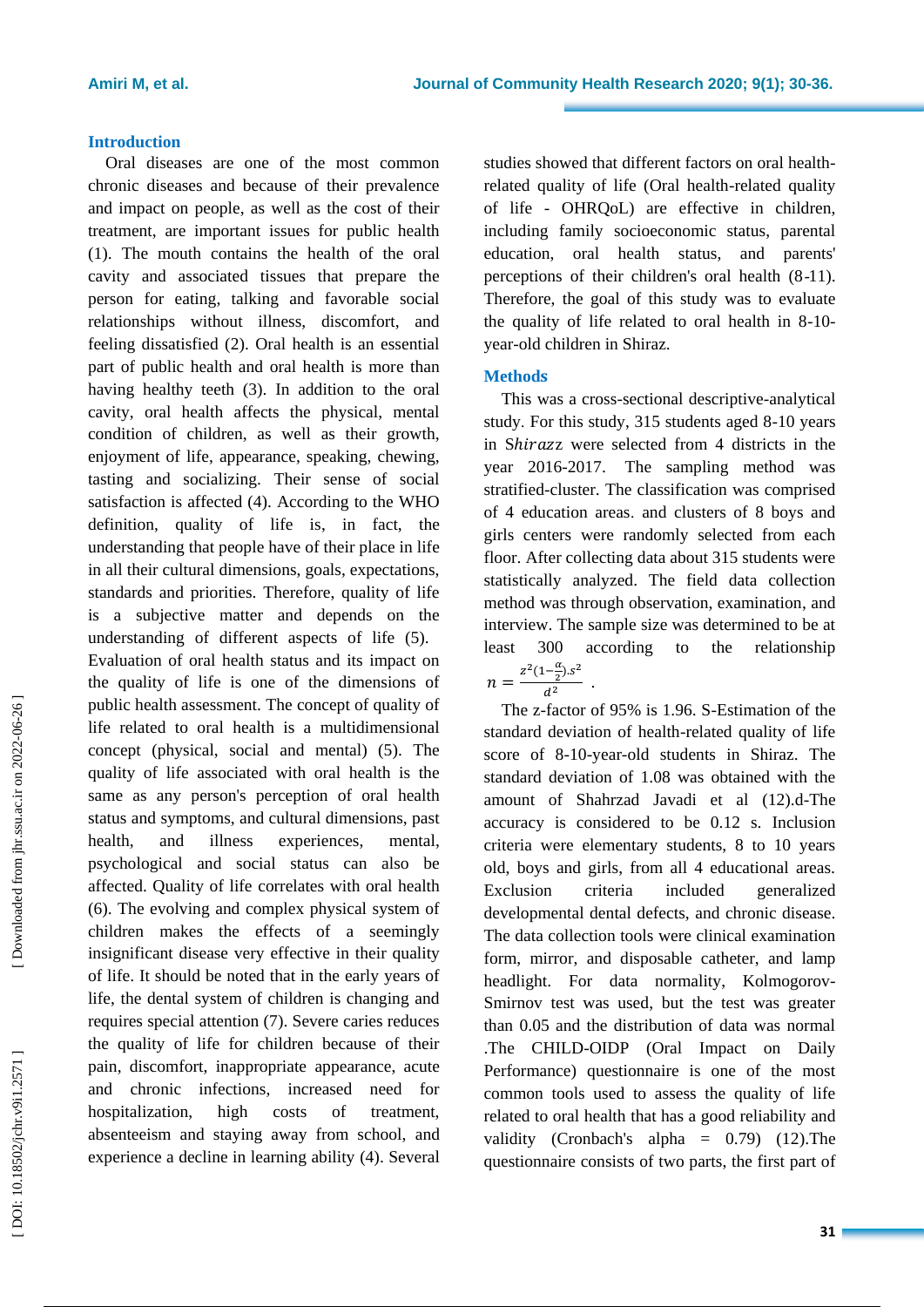## Introduction

Oral diseases are one of the most common chronic diseases and because of their prevalence and impact on people, as well as the cost of their treatment, are important issues for public health (1). The mouth contains the health of the oral cavity and associated tissues that prepare the person for eating, talking and favorable social relationships without illness, discomfort, and feeling dissatisfied (2). Oral health is an essential part of public health and oral health is more than having healthy teeth (3). In addition to the oral cavity, oral health affects the physical, mental condition of children, as well as their growth, enjoyment of life, appearance, speaking, chewing, tasting and socializing. Their sense of social satisfaction is affected (4). According to the WHO definition, quality of life is, in fact, the understanding that people have of their place in life in all their cultural dimensions, goals, expectations, standards and priorities. Therefore, quality of life is a subjective matter and depends on the understanding of different aspects of life (5). Evaluation of oral health status and its impact on the quality of life is one of the dimensions of public health assessment. The concept of quality of life related to oral health is a multidimensional concept (physical, social and mental) (5). The quality of life associated with oral health is the same as any person's perception of oral health status and symptoms, and cultural dimensions, past health, and illness experiences, mental, psychological and social status can also be affected. Quality of life correlates with oral health (6). The evolving and complex physical system of children makes the effects of a seemingly insignificant disease very effective in their quality of life. It should be noted that in the early years of life, the dental system of children is changing and requires special attention (7). Severe caries reduces the quality of life for children because of their pain, discomfort, inappropriate appearance, acute and chronic infections, increased need for hospitalization, high costs of treatment, absenteeism and staying away from school, and experience a decline in learning ability (4). Several studies showed that different factors on oral health-related quality of life (Oral health-related quality of life - OHRQoL) are effective in children, including family socioeconomic status, parental education, oral health status, and parents' perceptions of their children's oral health (8-11). Therefore, the goal of this study was to evaluate the quality of life related to oral health in 8-10-year-old children in Shiraz.

## Methods

This was a cross-sectional descriptive-analytical study. For this study, 315 students aged 8-10 years in *Shirazz* were selected from 4 districts in the year 2016-2017. The sampling method was stratified-cluster. The classification was comprised of 4 education areas. and clusters of 8 boys and girls centers were randomly selected from each floor. After collecting data about 315 students were statistically analyzed. The field data collection method was through observation, examination, and interview. The sample size was determined to be at least 300 according to the relationship $n = \frac{z^2(1-\frac{\alpha}{2}).s^2}{d^2}$ .

The z-factor of 95% is 1.96. S-Estimation of the standard deviation of health-related quality of life score of 8-10-year-old students in Shiraz. The standard deviation of 1.08 was obtained with the amount of Shahrzad Javadi et al (12).d-The accuracy is considered to be 0.12 s. Inclusion criteria were elementary students, 8 to 10 years old, boys and girls, from all 4 educational areas. Exclusion criteria included generalized developmental dental defects, and chronic disease. The data collection tools were clinical examination form, mirror, and disposable catheter, and lamp headlight. For data normality, Kolmogorov-Smirnov test was used, but the test was greater than 0.05 and the distribution of data was normal .The CHILD-OIDP (Oral Impact on Daily Performance) questionnaire is one of the most common tools used to assess the quality of life related to oral health that has a good reliability and validity (Cronbach's alpha = 0.79) (12).The questionnaire consists of two parts, the first part of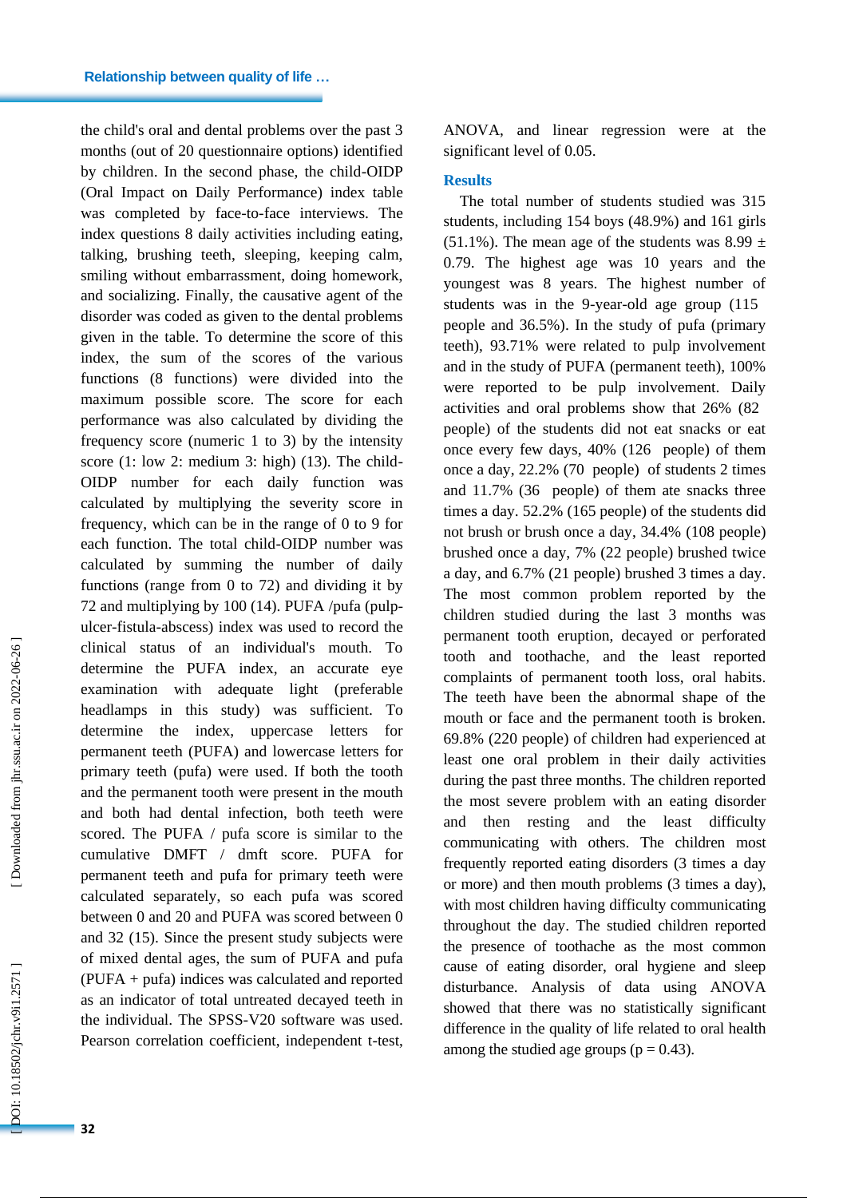the child's oral and dental problems over the past 3 months (out of 20 questionnaire options) identified by children. In the second phase, the child-OIDP (Oral Impact on Daily Performance) index table was completed by face-to-face interviews. The index questions 8 daily activities including eating, talking, brushing teeth, sleeping, keeping calm, smiling without embarrassment, doing homework, and socializing. Finally, the causative agent of the disorder was coded as given to the dental problems given in the table. To determine the score of this index, the sum of the scores of the various functions (8 functions) were divided into the maximum possible score. The score for each performance was also calculated by dividing the frequency score (numeric 1 to 3) by the intensity score (1: low 2: medium 3: high) (13). The child-OIDP number for each daily function was calculated by multiplying the severity score in frequency, which can be in the range of 0 to 9 for each function. The total child-OIDP number was calculated by summing the number of daily functions (range from 0 to 72) and dividing it by 72 and multiplying by 100 (14). PUFA /pufa (pulp-ulcer-fistula-abscess) index was used to record the clinical status of an individual's mouth. To determine the PUFA index, an accurate eye examination with adequate light (preferable headlamps in this study) was sufficient. To determine the index, uppercase letters for permanent teeth (PUFA) and lowercase letters for primary teeth (pufa) were used. If both the tooth and the permanent tooth were present in the mouth and both had dental infection, both teeth were scored. The PUFA / pufa score is similar to the cumulative DMFT / dmft score. PUFA for permanent teeth and pufa for primary teeth were calculated separately, so each pufa was scored between 0 and 20 and PUFA was scored between 0 and 32 (15). Since the present study subjects were of mixed dental ages, the sum of PUFA and pufa (PUFA + pufa) indices was calculated and reported as an indicator of total untreated decayed teeth in the individual. The SPSS-V20 software was used. Pearson correlation coefficient, independent t-test, ANOVA, and linear regression were at the significant level of 0.05.

## Results

The total number of students studied was 315 students, including 154 boys (48.9%) and 161 girls (51.1%). The mean age of the students was 8.99 ± 0.79. The highest age was 10 years and the youngest was 8 years. The highest number of students was in the 9-year-old age group (115 people and 36.5%). In the study of pufa (primary teeth), 93.71% were related to pulp involvement and in the study of PUFA (permanent teeth), 100% were reported to be pulp involvement. Daily activities and oral problems show that 26% (82 people) of the students did not eat snacks or eat once every few days, 40% (126 people) of them once a day, 22.2% (70 people) of students 2 times and 11.7% (36 people) of them ate snacks three times a day. 52.2% (165 people) of the students did not brush or brush once a day, 34.4% (108 people) brushed once a day, 7% (22 people) brushed twice a day, and 6.7% (21 people) brushed 3 times a day. The most common problem reported by the children studied during the last 3 months was permanent tooth eruption, decayed or perforated tooth and toothache, and the least reported complaints of permanent tooth loss, oral habits. The teeth have been the abnormal shape of the mouth or face and the permanent tooth is broken. 69.8% (220 people) of children had experienced at least one oral problem in their daily activities during the past three months. The children reported the most severe problem with an eating disorder and then resting and the least difficulty communicating with others. The children most frequently reported eating disorders (3 times a day or more) and then mouth problems (3 times a day), with most children having difficulty communicating throughout the day. The studied children reported the presence of toothache as the most common cause of eating disorder, oral hygiene and sleep disturbance. Analysis of data using ANOVA showed that there was no statistically significant difference in the quality of life related to oral health among the studied age groups ($p = 0.43$).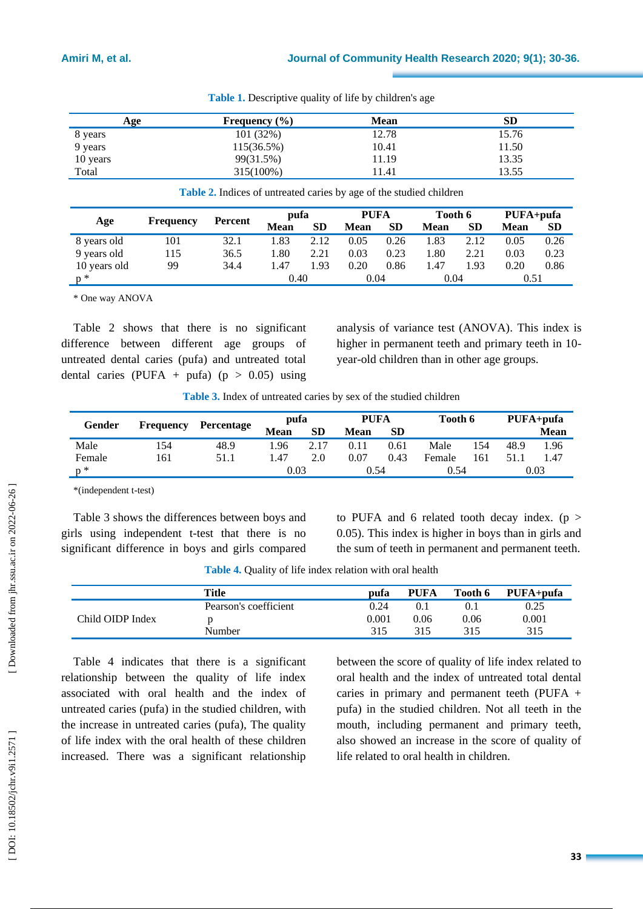**Table 1.** Descriptive quality of life by children's age

| Age | Frequency (%) | Mean | SD |
|---|---|---|---|
| 8 years | 101 (32%) | 12.78 | 15.76 |
| 9 years | 115(36.5%) | 10.41 | 11.50 |
| 10 years | 99(31.5%) | 11.19 | 13.35 |
| Total | 315(100%) | 11.41 | 13.55 |

**Table 2.** Indices of untreated caries by age of the studied children

| Age | Frequency | Percent | pufa | | PUFA | | Tooth 6 | | PUFA+pufa | |
|---|---|---|---|---|---|---|---|---|---|---|
| | | | Mean | SD | Mean | SD | Mean | SD | Mean | SD |
| 8 years old | 101 | 32.1 | 1.83 | 2.12 | 0.05 | 0.26 | 1.83 | 2.12 | 0.05 | 0.26 |
| 9 years old | 115 | 36.5 | 1.80 | 2.21 | 0.03 | 0.23 | 1.80 | 2.21 | 0.03 | 0.23 |
| 10 years old | 99 | 34.4 | 1.47 | 1.93 | 0.20 | 0.86 | 1.47 | 1.93 | 0.20 | 0.86 |
| p * | | | 0.40 | | 0.04 | | 0.04 | | 0.51 | |

* One way ANOVA

Table 2 shows that there is no significant difference between different age groups of untreated dental caries (pufa) and untreated total dental caries (PUFA + pufa) ($p > 0.05$) using analysis of variance test (ANOVA). This index is higher in permanent teeth and primary teeth in 10-year-old children than in other age groups.

**Table 3.** Index of untreated caries by sex of the studied children

| Gender | Frequency | Percentage | pufa | | PUFA | | Tooth 6 | | PUFA+pufa | |
|---|---|---|---|---|---|---|---|---|---|---|
| | | | Mean | SD | Mean | SD | | | | Mean |
| Male | 154 | 48.9 | 1.96 | 2.17 | 0.11 | 0.61 | Male | 154 | 48.9 | 1.96 |
| Female | 161 | 51.1 | 1.47 | 2.0 | 0.07 | 0.43 | Female | 161 | 51.1 | 1.47 |
| p * | | | 0.03 | | 0.54 | | 0.54 | | 0.03 | |

*(independent t-test)

Table 3 shows the differences between boys and girls using independent t-test that there is no significant difference in boys and girls compared to PUFA and 6 related tooth decay index. ($p > 0.05$). This index is higher in boys than in girls and the sum of teeth in permanent and permanent teeth.

**Table 4.** Quality of life index relation with oral health

| | Title | pufa | PUFA | Tooth 6 | PUFA+pufa |
|---|---|---|---|---|---|
| Child OIDP Index | Pearson's coefficient | 0.24 | 0.1 | 0.1 | 0.25 |
| | p | 0.001 | 0.06 | 0.06 | 0.001 |
| | Number | 315 | 315 | 315 | 315 |

Table 4 indicates that there is a significant relationship between the quality of life index associated with oral health and the index of untreated caries (pufa) in the studied children, with the increase in untreated caries (pufa), The quality of life index with the oral health of these children increased. There was a significant relationship between the score of quality of life index related to oral health and the index of untreated total dental caries in primary and permanent teeth (PUFA + pufa) in the studied children. Not all teeth in the mouth, including permanent and primary teeth, also showed an increase in the score of quality of life related to oral health in children.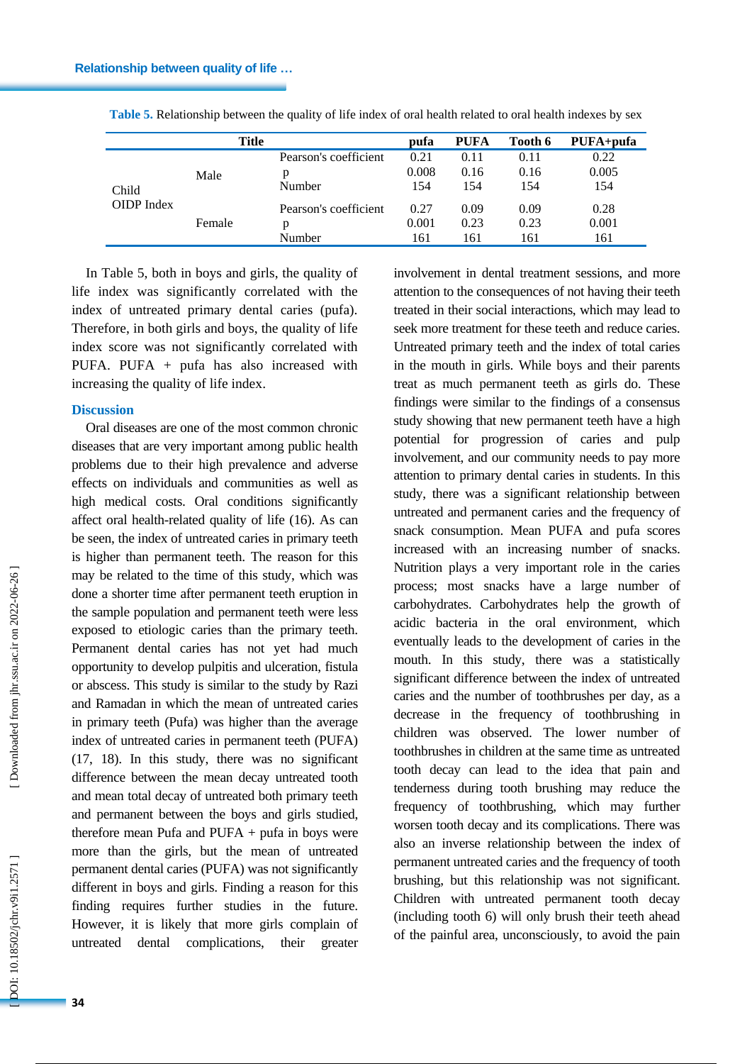**Table 5.** Relationship between the quality of life index of oral health related to oral health indexes by sex

| Title | | | pufa | PUFA | Tooth 6 | PUFA+pufa |
|---|---|---|---|---|---|---|
| Child OIDP Index | Male | Pearson's coefficient | 0.21 | 0.11 | 0.11 | 0.22 |
| | | p | 0.008 | 0.16 | 0.16 | 0.005 |
| | | Number | 154 | 154 | 154 | 154 |
| | Female | Pearson's coefficient | 0.27 | 0.09 | 0.09 | 0.28 |
| | | p | 0.001 | 0.23 | 0.23 | 0.001 |
| | | Number | 161 | 161 | 161 | 161 |

In Table 5, both in boys and girls, the quality of life index was significantly correlated with the index of untreated primary dental caries (pufa). Therefore, in both girls and boys, the quality of life index score was not significantly correlated with PUFA. PUFA + pufa has also increased with increasing the quality of life index.

## Discussion

Oral diseases are one of the most common chronic diseases that are very important among public health problems due to their high prevalence and adverse effects on individuals and communities as well as high medical costs. Oral conditions significantly affect oral health-related quality of life (16). As can be seen, the index of untreated caries in primary teeth is higher than permanent teeth. The reason for this may be related to the time of this study, which was done a shorter time after permanent teeth eruption in the sample population and permanent teeth were less exposed to etiologic caries than the primary teeth. Permanent dental caries has not yet had much opportunity to develop pulpitis and ulceration, fistula or abscess. This study is similar to the study by Razi and Ramadan in which the mean of untreated caries in primary teeth (Pufa) was higher than the average index of untreated caries in permanent teeth (PUFA) (17, 18). In this study, there was no significant difference between the mean decay untreated tooth and mean total decay of untreated both primary teeth and permanent between the boys and girls studied, therefore mean Pufa and PUFA + pufa in boys were more than the girls, but the mean of untreated permanent dental caries (PUFA) was not significantly different in boys and girls. Finding a reason for this finding requires further studies in the future. However, it is likely that more girls complain of untreated dental complications, their greater involvement in dental treatment sessions, and more attention to the consequences of not having their teeth treated in their social interactions, which may lead to seek more treatment for these teeth and reduce caries. Untreated primary teeth and the index of total caries in the mouth in girls. While boys and their parents treat as much permanent teeth as girls do. These findings were similar to the findings of a consensus study showing that new permanent teeth have a high potential for progression of caries and pulp involvement, and our community needs to pay more attention to primary dental caries in students. In this study, there was a significant relationship between untreated and permanent caries and the frequency of snack consumption. Mean PUFA and pufa scores increased with an increasing number of snacks. Nutrition plays a very important role in the caries process; most snacks have a large number of carbohydrates. Carbohydrates help the growth of acidic bacteria in the oral environment, which eventually leads to the development of caries in the mouth. In this study, there was a statistically significant difference between the index of untreated caries and the number of toothbrushes per day, as a decrease in the frequency of toothbrushing in children was observed. The lower number of toothbrushes in children at the same time as untreated tooth decay can lead to the idea that pain and tenderness during tooth brushing may reduce the frequency of toothbrushing, which may further worsen tooth decay and its complications. There was also an inverse relationship between the index of permanent untreated caries and the frequency of tooth brushing, but this relationship was not significant. Children with untreated permanent tooth decay (including tooth 6) will only brush their teeth ahead of the painful area, unconsciously, to avoid the pain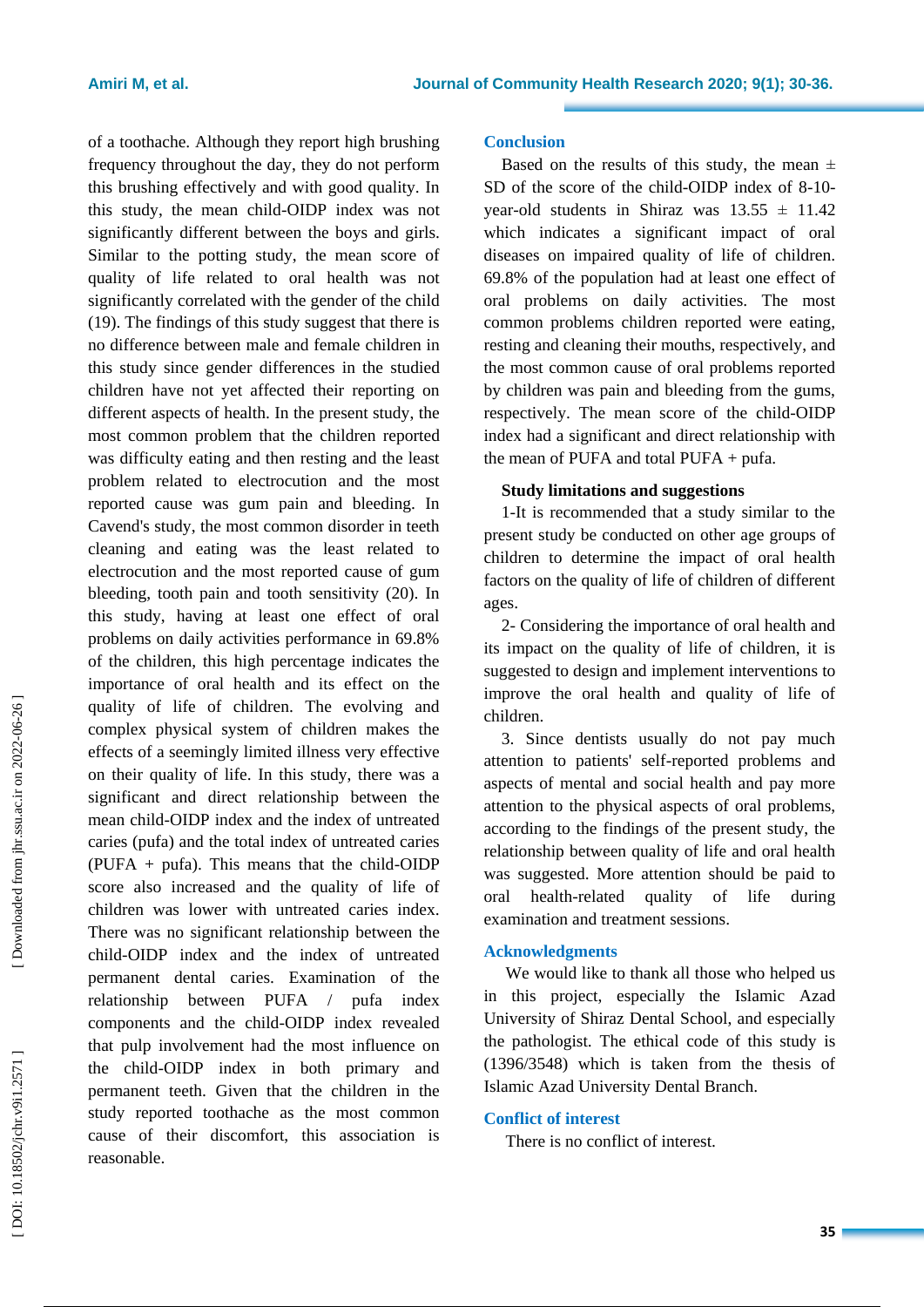of a toothache. Although they report high brushing frequency throughout the day, they do not perform this brushing effectively and with good quality. In this study, the mean child-OIDP index was not significantly different between the boys and girls. Similar to the potting study, the mean score of quality of life related to oral health was not significantly correlated with the gender of the child (19). The findings of this study suggest that there is no difference between male and female children in this study since gender differences in the studied children have not yet affected their reporting on different aspects of health. In the present study, the most common problem that the children reported was difficulty eating and then resting and the least problem related to electrocution and the most reported cause was gum pain and bleeding. In Cavend's study, the most common disorder in teeth cleaning and eating was the least related to electrocution and the most reported cause of gum bleeding, tooth pain and tooth sensitivity (20). In this study, having at least one effect of oral problems on daily activities performance in 69.8% of the children, this high percentage indicates the importance of oral health and its effect on the quality of life of children. The evolving and complex physical system of children makes the effects of a seemingly limited illness very effective on their quality of life. In this study, there was a significant and direct relationship between the mean child-OIDP index and the index of untreated caries (pufa) and the total index of untreated caries (PUFA + pufa). This means that the child-OIDP score also increased and the quality of life of children was lower with untreated caries index. There was no significant relationship between the child-OIDP index and the index of untreated permanent dental caries. Examination of the relationship between PUFA / pufa index components and the child-OIDP index revealed that pulp involvement had the most influence on the child-OIDP index in both primary and permanent teeth. Given that the children in the study reported toothache as the most common cause of their discomfort, this association is reasonable.

## Conclusion

Based on the results of this study, the mean ± SD of the score of the child-OIDP index of 8-10-year-old students in Shiraz was 13.55 ± 11.42 which indicates a significant impact of oral diseases on impaired quality of life of children. 69.8% of the population had at least one effect of oral problems on daily activities. The most common problems children reported were eating, resting and cleaning their mouths, respectively, and the most common cause of oral problems reported by children was pain and bleeding from the gums, respectively. The mean score of the child-OIDP index had a significant and direct relationship with the mean of PUFA and total PUFA + pufa.

### Study limitations and suggestions

1-It is recommended that a study similar to the present study be conducted on other age groups of children to determine the impact of oral health factors on the quality of life of children of different ages.

2- Considering the importance of oral health and its impact on the quality of life of children, it is suggested to design and implement interventions to improve the oral health and quality of life of children.

3. Since dentists usually do not pay much attention to patients' self-reported problems and aspects of mental and social health and pay more attention to the physical aspects of oral problems, according to the findings of the present study, the relationship between quality of life and oral health was suggested. More attention should be paid to oral health-related quality of life during examination and treatment sessions.

## Acknowledgments

We would like to thank all those who helped us in this project, especially the Islamic Azad University of Shiraz Dental School, and especially the pathologist. The ethical code of this study is (1396/3548) which is taken from the thesis of Islamic Azad University Dental Branch.

## Conflict of interest

There is no conflict of interest.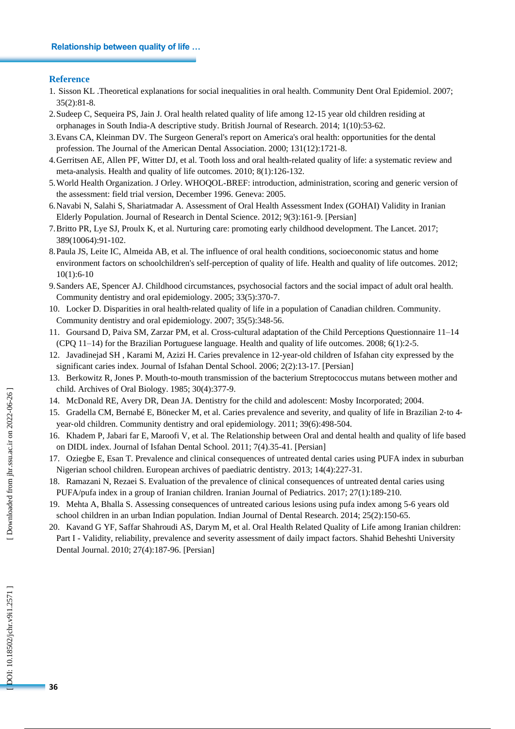## Reference

1. Sisson KL .Theoretical explanations for social inequalities in oral health. Community Dent Oral Epidemiol. 2007; 35(2):81-8.
2. Sudeep C, Sequeira PS, Jain J. Oral health related quality of life among 12-15 year old children residing at orphanages in South India-A descriptive study. British Journal of Research. 2014; 1(10):53-62.
3. Evans CA, Kleinman DV. The Surgeon General's report on America's oral health: opportunities for the dental profession. The Journal of the American Dental Association. 2000; 131(12):1721-8.
4. Gerritsen AE, Allen PF, Witter DJ, et al. Tooth loss and oral health-related quality of life: a systematic review and meta-analysis. Health and quality of life outcomes. 2010; 8(1):126-132.
5. World Health Organization. J Orley. WHOQOL-BREF: introduction, administration, scoring and generic version of the assessment: field trial version, December 1996. Geneva: 2005.
6. Navabi N, Salahi S, Shariatmadar A. Assessment of Oral Health Assessment Index (GOHAI) Validity in Iranian Elderly Population. Journal of Research in Dental Science. 2012; 9(3):161-9. [Persian]
7. Britto PR, Lye SJ, Proulx K, et al. Nurturing care: promoting early childhood development. The Lancet. 2017; 389(10064):91-102.
8. Paula JS, Leite IC, Almeida AB, et al. The influence of oral health conditions, socioeconomic status and home environment factors on schoolchildren's self-perception of quality of life. Health and quality of life outcomes. 2012; 10(1):6-10
9. Sanders AE, Spencer AJ. Childhood circumstances, psychosocial factors and the social impact of adult oral health. Community dentistry and oral epidemiology. 2005; 33(5):370-7.
10. Locker D. Disparities in oral health-related quality of life in a population of Canadian children. Community. Community dentistry and oral epidemiology. 2007; 35(5):348-56.
11. Goursand D, Paiva SM, Zarzar PM, et al. Cross-cultural adaptation of the Child Perceptions Questionnaire 11–14 (CPQ 11–14) for the Brazilian Portuguese language. Health and quality of life outcomes. 2008; 6(1):2-5.
12. Javadinejad SH , Karami M, Azizi H. Caries prevalence in 12-year-old children of Isfahan city expressed by the significant caries index. Journal of Isfahan Dental School. 2006; 2(2):13-17. [Persian]
13. Berkowitz R, Jones P. Mouth-to-mouth transmission of the bacterium Streptococcus mutans between mother and child. Archives of Oral Biology. 1985; 30(4):377-9.
14. McDonald RE, Avery DR, Dean JA. Dentistry for the child and adolescent: Mosby Incorporated; 2004.
15. Gradella CM, Bernabé E, Bönecker M, et al. Caries prevalence and severity, and quality of life in Brazilian 2‐to 4‐year‐old children. Community dentistry and oral epidemiology. 2011; 39(6):498-504.
16. Khadem P, Jabari far E, Maroofi V, et al. The Relationship between Oral and dental health and quality of life based on DIDL index. Journal of Isfahan Dental School. 2011; 7(4).35-41. [Persian]
17. Oziegbe E, Esan T. Prevalence and clinical consequences of untreated dental caries using PUFA index in suburban Nigerian school children. European archives of paediatric dentistry. 2013; 14(4):227-31.
18. Ramazani N, Rezaei S. Evaluation of the prevalence of clinical consequences of untreated dental caries using PUFA/pufa index in a group of Iranian children. Iranian Journal of Pediatrics. 2017; 27(1):189-210.
19. Mehta A, Bhalla S. Assessing consequences of untreated carious lesions using pufa index among 5-6 years old school children in an urban Indian population. Indian Journal of Dental Research. 2014; 25(2):150-65.
20. Kavand G YF, Saffar Shahroudi AS, Darym M, et al. Oral Health Related Quality of Life among Iranian children: Part I - Validity, reliability, prevalence and severity assessment of daily impact factors. Shahid Beheshti University Dental Journal. 2010; 27(4):187-96. [Persian]